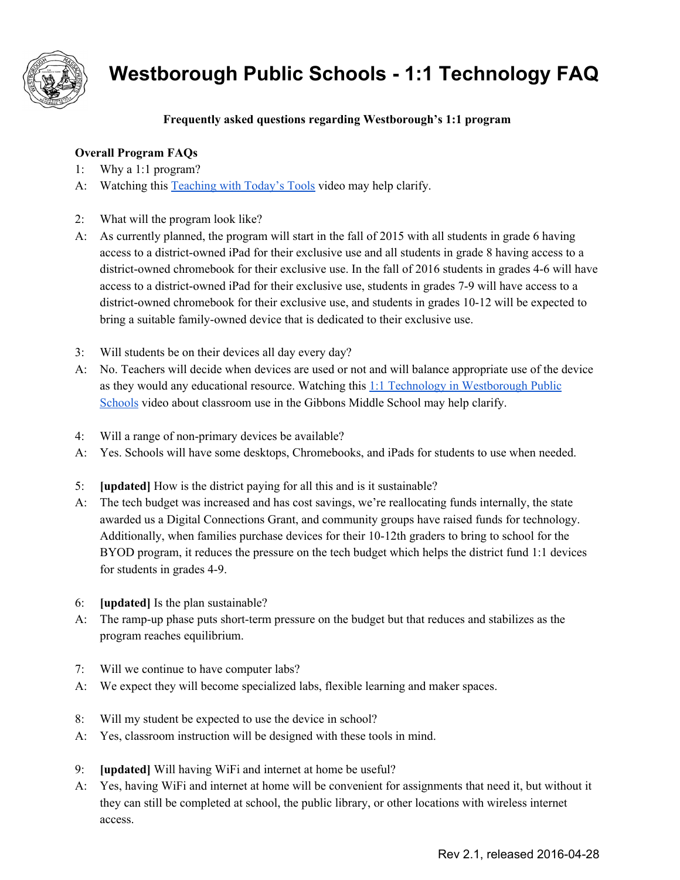# Westborough Public Schools - 1:1 Technology FAQ

**Frequently asked questions regarding Westborough's 1:1 program**

**Overall Program FAQs**

1: Why a 1:1 program?

A: Watching this Teaching with Today's Tools video may help clarify.

2: What will the program look like?

A: As currently planned, the program will start in the fall of 2015 with all students in grade 6 having access to a district-owned iPad for their exclusive use and all students in grade 8 having access to a district-owned chromebook for their exclusive use. In the fall of 2016 students in grades 4-6 will have access to a district-owned iPad for their exclusive use, students in grades 7-9 will have access to a district-owned chromebook for their exclusive use, and students in grades 10-12 will be expected to bring a suitable family-owned device that is dedicated to their exclusive use.

3: Will students be on their devices all day every day?

A: No. Teachers will decide when devices are used or not and will balance appropriate use of the device as they would any educational resource. Watching this 1:1 Technology in Westborough Public Schools video about classroom use in the Gibbons Middle School may help clarify.

4: Will a range of non-primary devices be available?

A: Yes. Schools will have some desktops, Chromebooks, and iPads for students to use when needed.

5: **[updated]** How is the district paying for all this and is it sustainable?

A: The tech budget was increased and has cost savings, we're reallocating funds internally, the state awarded us a Digital Connections Grant, and community groups have raised funds for technology. Additionally, when families purchase devices for their 10-12th graders to bring to school for the BYOD program, it reduces the pressure on the tech budget which helps the district fund 1:1 devices for students in grades 4-9.

6: **[updated]** Is the plan sustainable?

A: The ramp-up phase puts short-term pressure on the budget but that reduces and stabilizes as the program reaches equilibrium.

7: Will we continue to have computer labs?

A: We expect they will become specialized labs, flexible learning and maker spaces.

8: Will my student be expected to use the device in school?

A: Yes, classroom instruction will be designed with these tools in mind.

9: **[updated]** Will having WiFi and internet at home be useful?

A: Yes, having WiFi and internet at home will be convenient for assignments that need it, but without it they can still be completed at school, the public library, or other locations with wireless internet access.

Rev 2.1, released 2016-04-28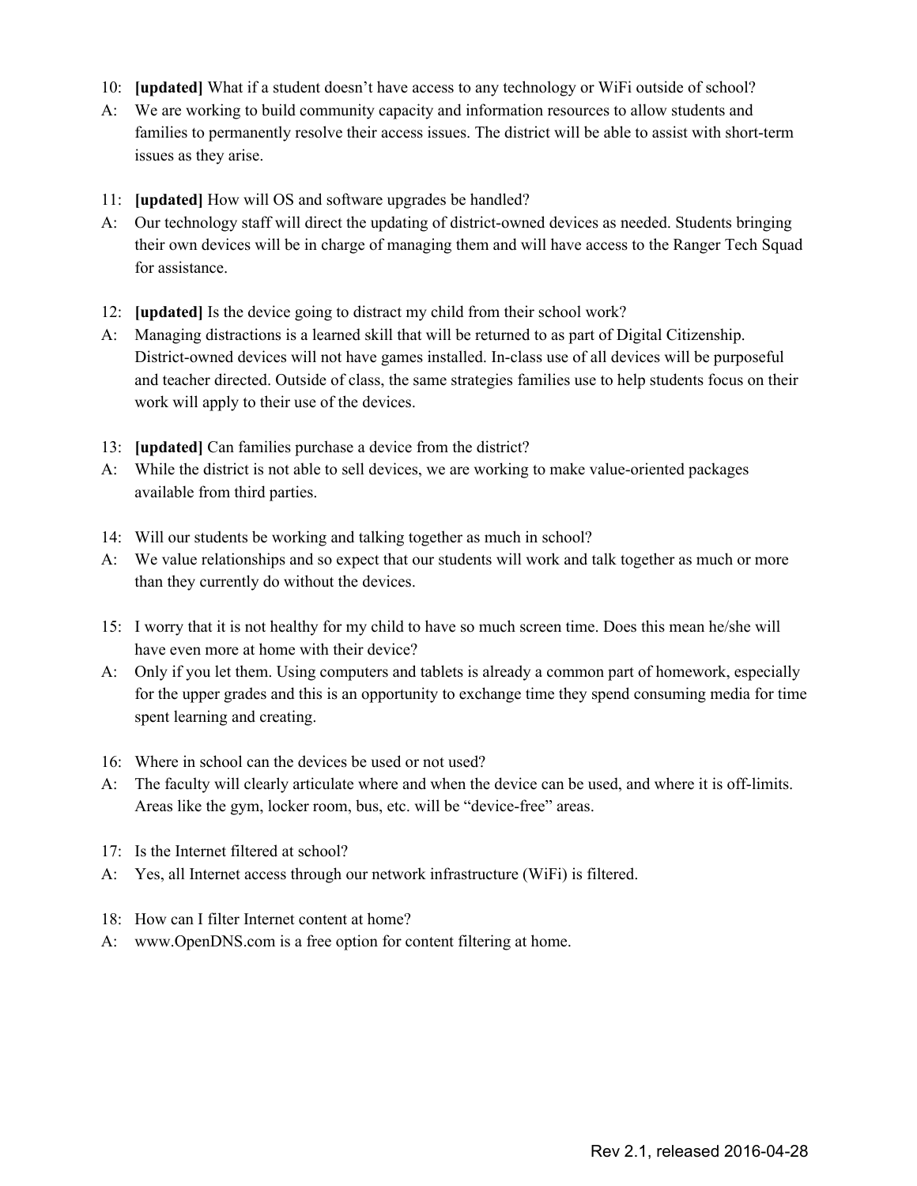10: **[updated]** What if a student doesn't have access to any technology or WiFi outside of school?

A: We are working to build community capacity and information resources to allow students and families to permanently resolve their access issues. The district will be able to assist with short-term issues as they arise.

11: **[updated]** How will OS and software upgrades be handled?

A: Our technology staff will direct the updating of district-owned devices as needed. Students bringing their own devices will be in charge of managing them and will have access to the Ranger Tech Squad for assistance.

12: **[updated]** Is the device going to distract my child from their school work?

A: Managing distractions is a learned skill that will be returned to as part of Digital Citizenship. District-owned devices will not have games installed. In-class use of all devices will be purposeful and teacher directed. Outside of class, the same strategies families use to help students focus on their work will apply to their use of the devices.

13: **[updated]** Can families purchase a device from the district?

A: While the district is not able to sell devices, we are working to make value-oriented packages available from third parties.

14: Will our students be working and talking together as much in school?

A: We value relationships and so expect that our students will work and talk together as much or more than they currently do without the devices.

15: I worry that it is not healthy for my child to have so much screen time. Does this mean he/she will have even more at home with their device?

A: Only if you let them. Using computers and tablets is already a common part of homework, especially for the upper grades and this is an opportunity to exchange time they spend consuming media for time spent learning and creating.

16: Where in school can the devices be used or not used?

A: The faculty will clearly articulate where and when the device can be used, and where it is off-limits. Areas like the gym, locker room, bus, etc. will be "device-free" areas.

17: Is the Internet filtered at school?

A: Yes, all Internet access through our network infrastructure (WiFi) is filtered.

18: How can I filter Internet content at home?

A: www.OpenDNS.com is a free option for content filtering at home.

Rev 2.1, released 2016-04-28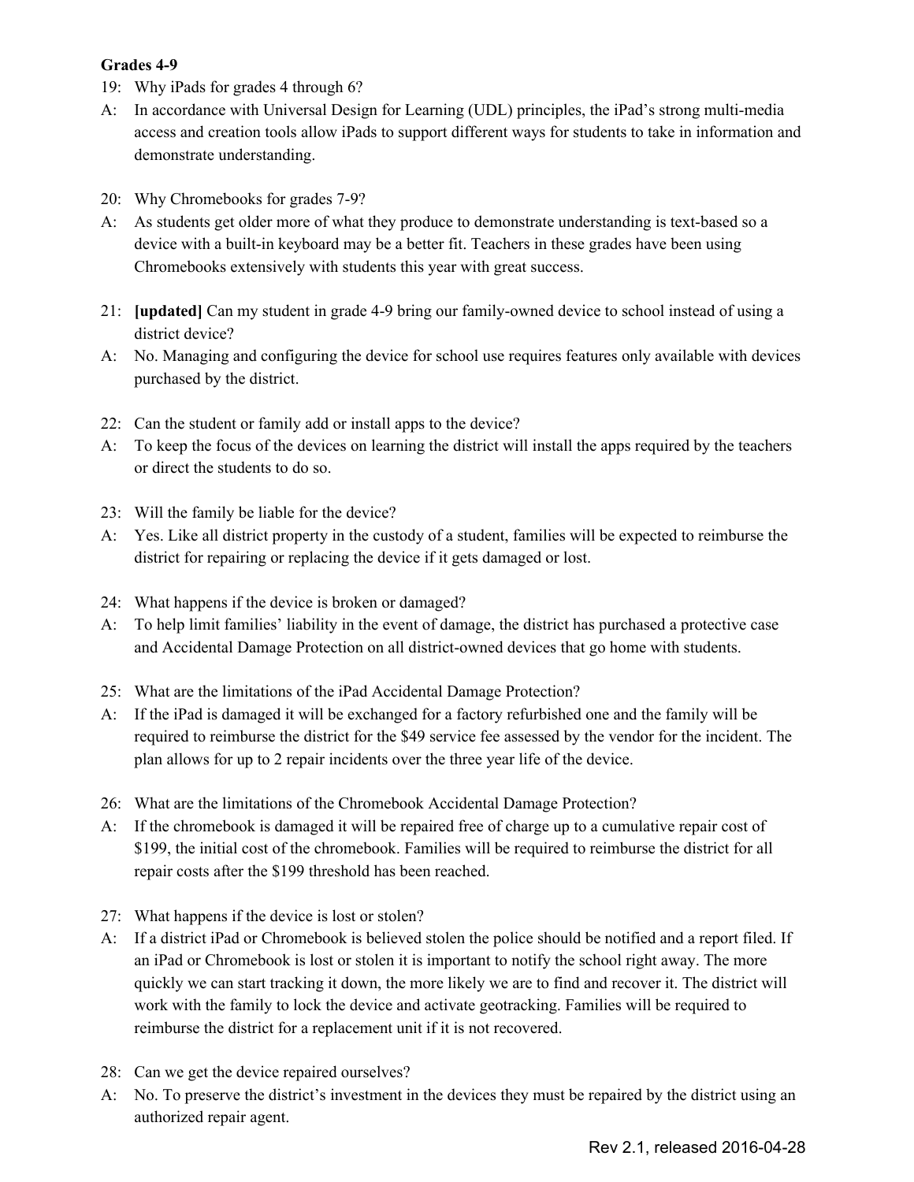**Grades 4-9**

19: Why iPads for grades 4 through 6?

A: In accordance with Universal Design for Learning (UDL) principles, the iPad's strong multi-media access and creation tools allow iPads to support different ways for students to take in information and demonstrate understanding.

20: Why Chromebooks for grades 7-9?

A: As students get older more of what they produce to demonstrate understanding is text-based so a device with a built-in keyboard may be a better fit. Teachers in these grades have been using Chromebooks extensively with students this year with great success.

21: **[updated]** Can my student in grade 4-9 bring our family-owned device to school instead of using a district device?

A: No. Managing and configuring the device for school use requires features only available with devices purchased by the district.

22: Can the student or family add or install apps to the device?

A: To keep the focus of the devices on learning the district will install the apps required by the teachers or direct the students to do so.

23: Will the family be liable for the device?

A: Yes. Like all district property in the custody of a student, families will be expected to reimburse the district for repairing or replacing the device if it gets damaged or lost.

24: What happens if the device is broken or damaged?

A: To help limit families' liability in the event of damage, the district has purchased a protective case and Accidental Damage Protection on all district-owned devices that go home with students.

25: What are the limitations of the iPad Accidental Damage Protection?

A: If the iPad is damaged it will be exchanged for a factory refurbished one and the family will be required to reimburse the district for the $49 service fee assessed by the vendor for the incident. The plan allows for up to 2 repair incidents over the three year life of the device.

26: What are the limitations of the Chromebook Accidental Damage Protection?

A: If the chromebook is damaged it will be repaired free of charge up to a cumulative repair cost of $199, the initial cost of the chromebook. Families will be required to reimburse the district for all repair costs after the $199 threshold has been reached.

27: What happens if the device is lost or stolen?

A: If a district iPad or Chromebook is believed stolen the police should be notified and a report filed. If an iPad or Chromebook is lost or stolen it is important to notify the school right away. The more quickly we can start tracking it down, the more likely we are to find and recover it. The district will work with the family to lock the device and activate geotracking. Families will be required to reimburse the district for a replacement unit if it is not recovered.

28: Can we get the device repaired ourselves?

A: No. To preserve the district's investment in the devices they must be repaired by the district using an authorized repair agent.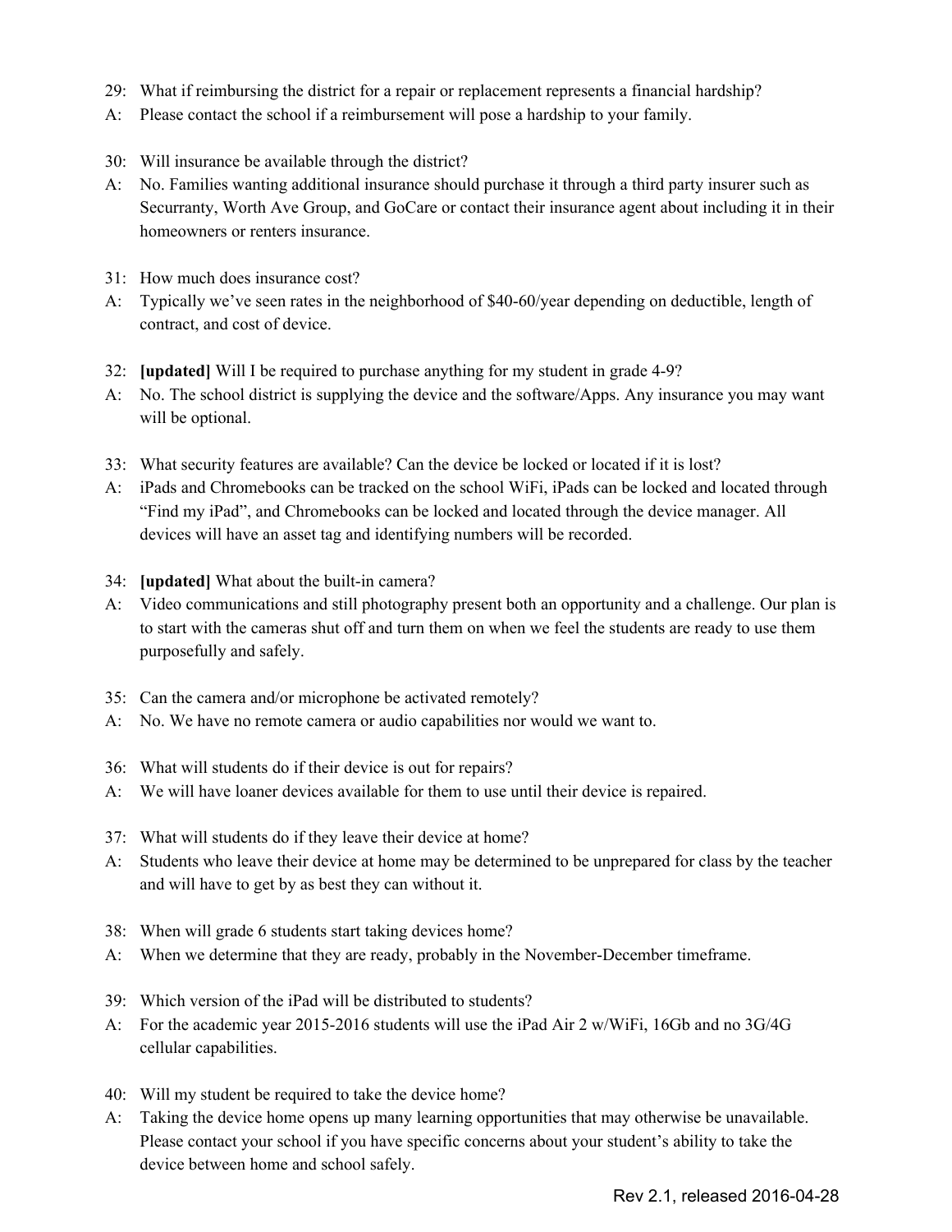29: What if reimbursing the district for a repair or replacement represents a financial hardship?

A: Please contact the school if a reimbursement will pose a hardship to your family.

30: Will insurance be available through the district?

A: No. Families wanting additional insurance should purchase it through a third party insurer such as Securranty, Worth Ave Group, and GoCare or contact their insurance agent about including it in their homeowners or renters insurance.

31: How much does insurance cost?

A: Typically we've seen rates in the neighborhood of $40-60/year depending on deductible, length of contract, and cost of device.

32: **[updated]** Will I be required to purchase anything for my student in grade 4-9?

A: No. The school district is supplying the device and the software/Apps. Any insurance you may want will be optional.

33: What security features are available? Can the device be locked or located if it is lost?

A: iPads and Chromebooks can be tracked on the school WiFi, iPads can be locked and located through "Find my iPad", and Chromebooks can be locked and located through the device manager. All devices will have an asset tag and identifying numbers will be recorded.

34: **[updated]** What about the built-in camera?

A: Video communications and still photography present both an opportunity and a challenge. Our plan is to start with the cameras shut off and turn them on when we feel the students are ready to use them purposefully and safely.

35: Can the camera and/or microphone be activated remotely?

A: No. We have no remote camera or audio capabilities nor would we want to.

36: What will students do if their device is out for repairs?

A: We will have loaner devices available for them to use until their device is repaired.

37: What will students do if they leave their device at home?

A: Students who leave their device at home may be determined to be unprepared for class by the teacher and will have to get by as best they can without it.

38: When will grade 6 students start taking devices home?

A: When we determine that they are ready, probably in the November-December timeframe.

39: Which version of the iPad will be distributed to students?

A: For the academic year 2015-2016 students will use the iPad Air 2 w/WiFi, 16Gb and no 3G/4G cellular capabilities.

40: Will my student be required to take the device home?

A: Taking the device home opens up many learning opportunities that may otherwise be unavailable. Please contact your school if you have specific concerns about your student's ability to take the device between home and school safely.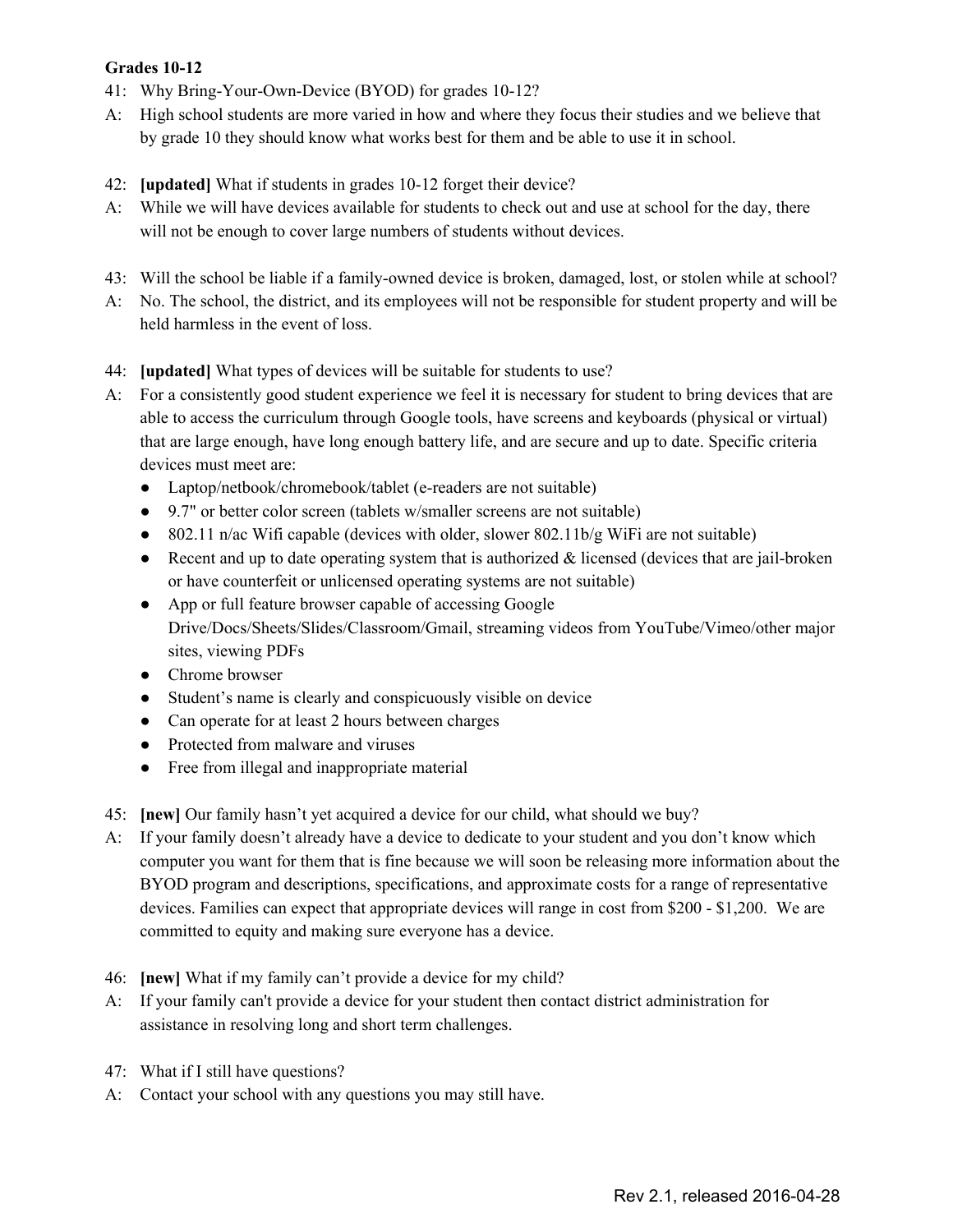**Grades 10-12**

41: Why Bring-Your-Own-Device (BYOD) for grades 10-12?

A: High school students are more varied in how and where they focus their studies and we believe that by grade 10 they should know what works best for them and be able to use it in school.

42: **[updated]** What if students in grades 10-12 forget their device?

A: While we will have devices available for students to check out and use at school for the day, there will not be enough to cover large numbers of students without devices.

43: Will the school be liable if a family-owned device is broken, damaged, lost, or stolen while at school?

A: No. The school, the district, and its employees will not be responsible for student property and will be held harmless in the event of loss.

44: **[updated]** What types of devices will be suitable for students to use?

A: For a consistently good student experience we feel it is necessary for student to bring devices that are able to access the curriculum through Google tools, have screens and keyboards (physical or virtual) that are large enough, have long enough battery life, and are secure and up to date. Specific criteria devices must meet are:

- Laptop/netbook/chromebook/tablet (e-readers are not suitable)
- 9.7" or better color screen (tablets w/smaller screens are not suitable)
- 802.11 n/ac Wifi capable (devices with older, slower 802.11b/g WiFi are not suitable)
- Recent and up to date operating system that is authorized & licensed (devices that are jail-broken or have counterfeit or unlicensed operating systems are not suitable)
- App or full feature browser capable of accessing Google Drive/Docs/Sheets/Slides/Classroom/Gmail, streaming videos from YouTube/Vimeo/other major sites, viewing PDFs
- Chrome browser
- Student's name is clearly and conspicuously visible on device
- Can operate for at least 2 hours between charges
- Protected from malware and viruses
- Free from illegal and inappropriate material

45: **[new]** Our family hasn't yet acquired a device for our child, what should we buy?

A: If your family doesn't already have a device to dedicate to your student and you don't know which computer you want for them that is fine because we will soon be releasing more information about the BYOD program and descriptions, specifications, and approximate costs for a range of representative devices. Families can expect that appropriate devices will range in cost from $200 - $1,200. We are committed to equity and making sure everyone has a device.

46: **[new]** What if my family can't provide a device for my child?

A: If your family can't provide a device for your student then contact district administration for assistance in resolving long and short term challenges.

47: What if I still have questions?

A: Contact your school with any questions you may still have.

Rev 2.1, released 2016-04-28